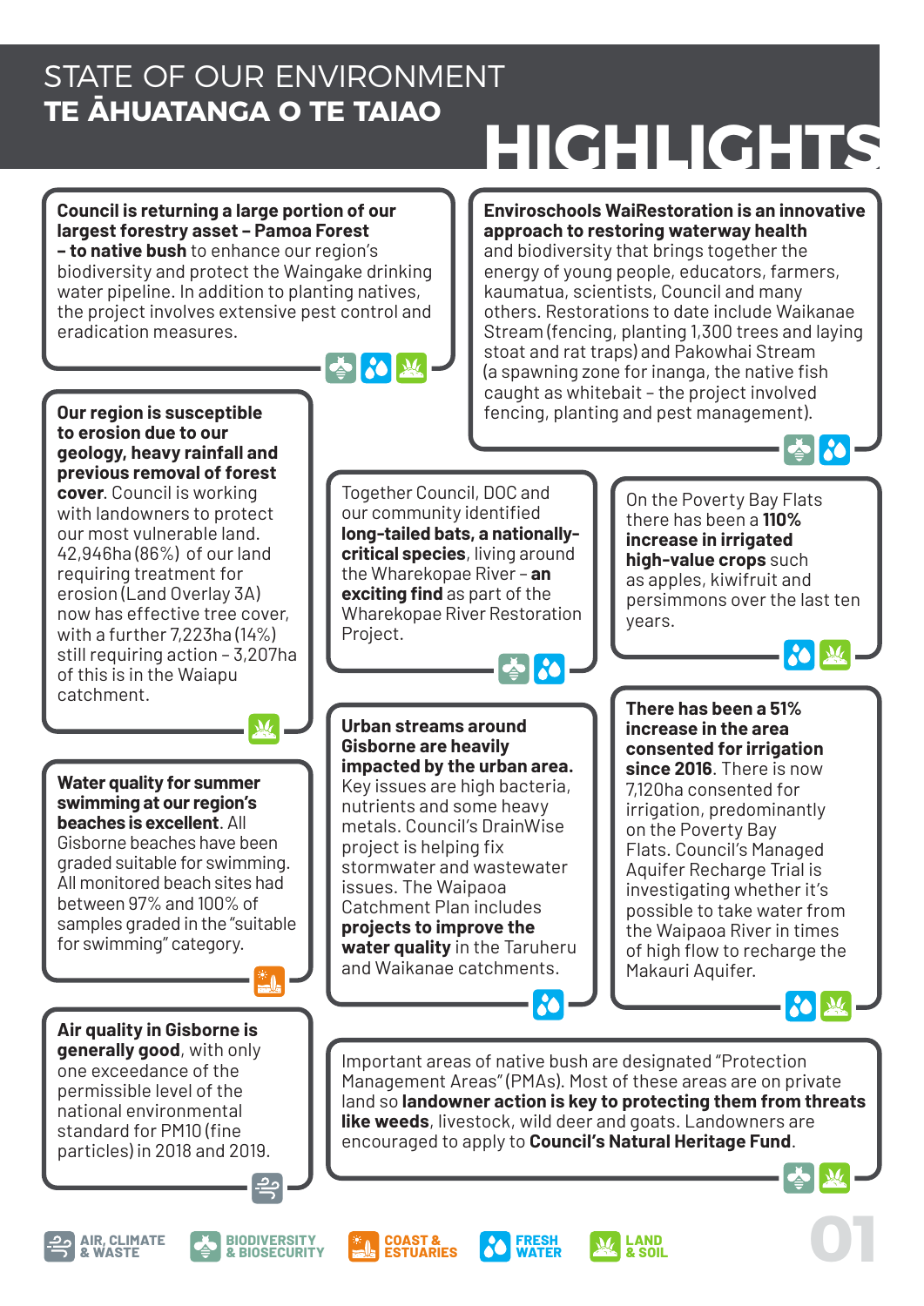# STATE OF OUR ENVIRONMENT
## TE ĀHUATANGA O TE TAIAO
# HIGHLIGHTS

**Council is returning a large portion of our largest forestry asset – Pamoa Forest – to native bush** to enhance our region's biodiversity and protect the Waingake drinking water pipeline. In addition to planting natives, the project involves extensive pest control and eradication measures.

**Enviroschools WaiRestoration is an innovative approach to restoring waterway health** and biodiversity that brings together the energy of young people, educators, farmers, kaumatua, scientists, Council and many others. Restorations to date include Waikanae Stream (fencing, planting 1,300 trees and laying stoat and rat traps) and Pakowhai Stream (a spawning zone for inanga, the native fish caught as whitebait – the project involved fencing, planting and pest management).

**Our region is susceptible to erosion due to our geology, heavy rainfall and previous removal of forest cover.** Council is working with landowners to protect our most vulnerable land. 42,946ha (86%) of our land requiring treatment for erosion (Land Overlay 3A) now has effective tree cover, with a further 7,223ha (14%) still requiring action – 3,207ha of this is in the Waiapu catchment.

Together Council, DOC and our community identified **long-tailed bats, a nationally-critical species**, living around the Wharekopae River – **an exciting find** as part of the Wharekopae River Restoration Project.

On the Poverty Bay Flats there has been a **110% increase in irrigated high-value crops** such as apples, kiwifruit and persimmons over the last ten years.

**Water quality for summer swimming at our region's beaches is excellent**. All Gisborne beaches have been graded suitable for swimming. All monitored beach sites had between 97% and 100% of samples graded in the "suitable for swimming" category.

**Urban streams around Gisborne are heavily impacted by the urban area.** Key issues are high bacteria, nutrients and some heavy metals. Council's DrainWise project is helping fix stormwater and wastewater issues. The Waipaoa Catchment Plan includes **projects to improve the water quality** in the Taruheru and Waikanae catchments.

**There has been a 51% increase in the area consented for irrigation since 2016**. There is now 7,120ha consented for irrigation, predominantly on the Poverty Bay Flats. Council's Managed Aquifer Recharge Trial is investigating whether it's possible to take water from the Waipaoa River in times of high flow to recharge the Makauri Aquifer.

**Air quality in Gisborne is generally good**, with only one exceedance of the permissible level of the national environmental standard for PM10 (fine particles) in 2018 and 2019.

Important areas of native bush are designated "Protection Management Areas" (PMAs). Most of these areas are on private land so **landowner action is key to protecting them from threats like weeds**, livestock, wild deer and goats. Landowners are encouraged to apply to **Council's Natural Heritage Fund**.

AIR, CLIMATE & WASTE | BIODIVERSITY & BIOSECURITY | COAST & ESTUARIES | FRESH WATER | LAND & SOIL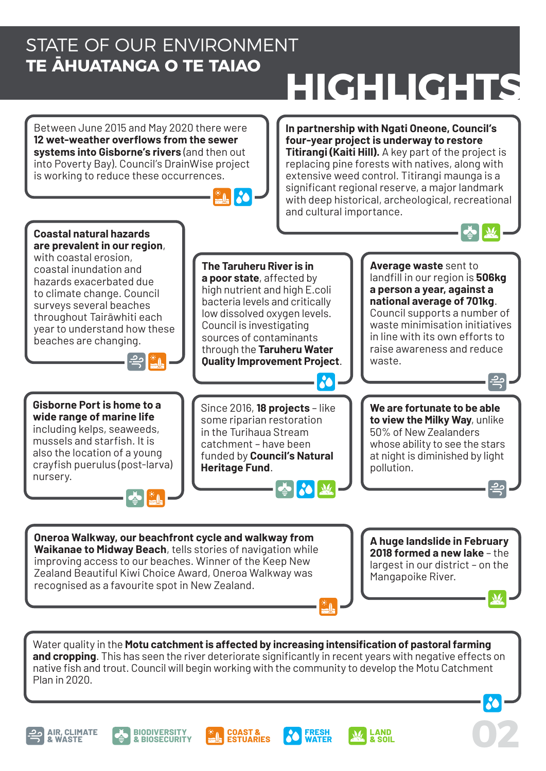# STATE OF OUR ENVIRONMENT
## TE ĀHUATANGA O TE TAIAO

# HIGHLIGHTS

Between June 2015 and May 2020 there were **12 wet-weather overflows from the sewer systems into Gisborne's rivers** (and then out into Poverty Bay). Council's DrainWise project is working to reduce these occurrences.

**In partnership with Ngati Oneone, Council's four-year project is underway to restore Titirangi (Kaiti Hill).** A key part of the project is replacing pine forests with natives, along with extensive weed control. Titirangi maunga is a significant regional reserve, a major landmark with deep historical, archeological, recreational and cultural importance.

**Coastal natural hazards are prevalent in our region**, with coastal erosion, coastal inundation and hazards exacerbated due to climate change. Council surveys several beaches throughout Tairāwhiti each year to understand how these beaches are changing.

**The Taruheru River is in a poor state**, affected by high nutrient and high E.coli bacteria levels and critically low dissolved oxygen levels. Council is investigating sources of contaminants through the **Taruheru Water Quality Improvement Project**.

**Average waste** sent to landfill in our region is **506kg a person a year, against a national average of 701kg**. Council supports a number of waste minimisation initiatives in line with its own efforts to raise awareness and reduce waste.

**Gisborne Port is home to a wide range of marine life** including kelps, seaweeds, mussels and starfish. It is also the location of a young crayfish puerulus (post-larva) nursery.

Since 2016, **18 projects** – like some riparian restoration in the Turihaua Stream catchment – have been funded by **Council's Natural Heritage Fund**.

**We are fortunate to be able to view the Milky Way**, unlike 50% of New Zealanders whose ability to see the stars at night is diminished by light pollution.

**Oneroa Walkway, our beachfront cycle and walkway from Waikanae to Midway Beach**, tells stories of navigation while improving access to our beaches. Winner of the Keep New Zealand Beautiful Kiwi Choice Award, Oneroa Walkway was recognised as a favourite spot in New Zealand.

**A huge landslide in February 2018 formed a new lake** – the largest in our district – on the Mangapoike River.

Water quality in the **Motu catchment is affected by increasing intensification of pastoral farming and cropping**. This has seen the river deteriorate significantly in recent years with negative effects on native fish and trout. Council will begin working with the community to develop the Motu Catchment Plan in 2020.

AIR, CLIMATE & WASTE | BIODIVERSITY & BIOSECURITY | COAST & ESTUARIES | FRESH WATER | LAND & SOIL